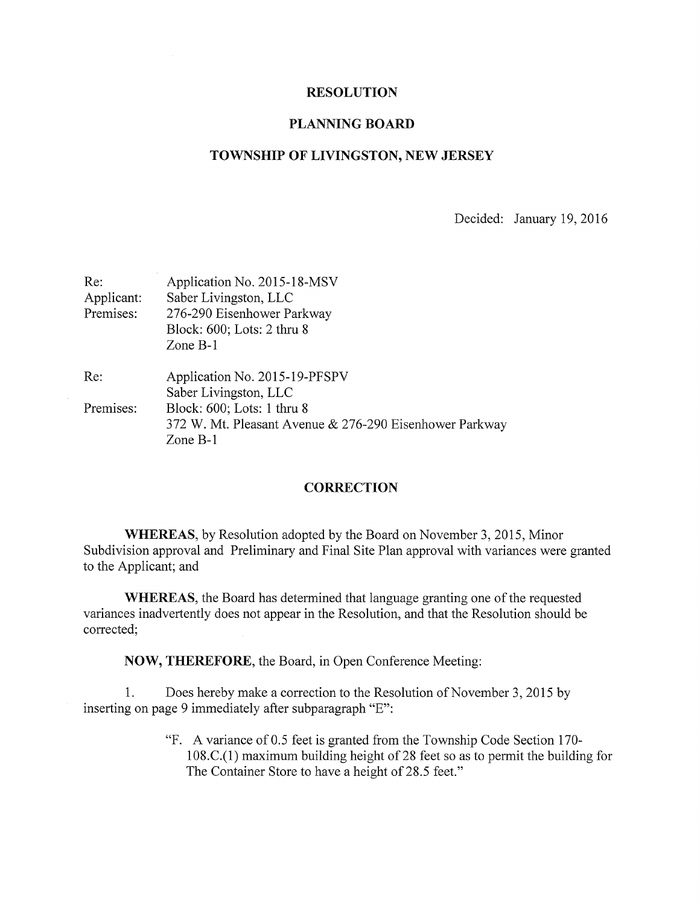# RESOLUTION

## PLANNING BOARD

## TOWNSHIP OF LIVINGSTON, NEW JERSEY

Decided: January 19, 2016

| | |
|---|---|
| Re: | Application No. 2015-18-MSV |
| Applicant: | Saber Livingston, LLC |
| Premises: | 276-290 Eisenhower Parkway<br>Block: 600; Lots: 2 thru 8<br>Zone B-1 |
| Re: | Application No. 2015-19-PFSPV<br>Saber Livingston, LLC |
| Premises: | Block: 600; Lots: 1 thru 8<br>372 W. Mt. Pleasant Avenue & 276-290 Eisenhower Parkway<br>Zone B-1 |

## CORRECTION

**WHEREAS**, by Resolution adopted by the Board on November 3, 2015, Minor Subdivision approval and Preliminary and Final Site Plan approval with variances were granted to the Applicant; and

**WHEREAS**, the Board has determined that language granting one of the requested variances inadvertently does not appear in the Resolution, and that the Resolution should be corrected;

**NOW, THEREFORE**, the Board, in Open Conference Meeting:

1. Does hereby make a correction to the Resolution of November 3, 2015 by inserting on page 9 immediately after subparagraph "E":

> "F. A variance of 0.5 feet is granted from the Township Code Section 170-108.C.(1) maximum building height of 28 feet so as to permit the building for The Container Store to have a height of 28.5 feet."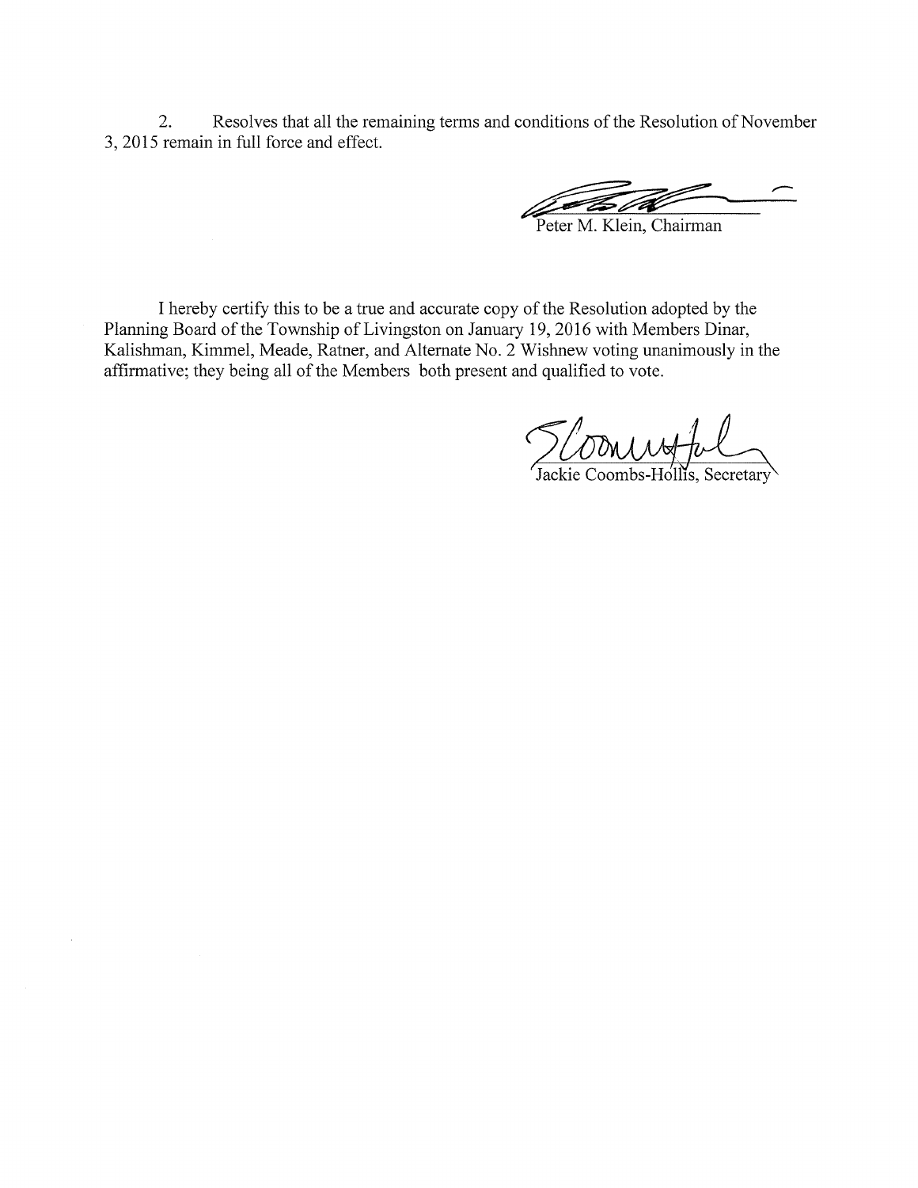2. Resolves that all the remaining terms and conditions of the Resolution of November 3, 2015 remain in full force and effect.

Peter M. Klein, Chairman

I hereby certify this to be a true and accurate copy of the Resolution adopted by the Planning Board of the Township of Livingston on January 19, 2016 with Members Dinar, Kalishman, Kimmel, Meade, Ratner, and Alternate No. 2 Wishnew voting unanimously in the affirmative; they being all of the Members both present and qualified to vote.

Jackie Coombs-Hollis, Secretary